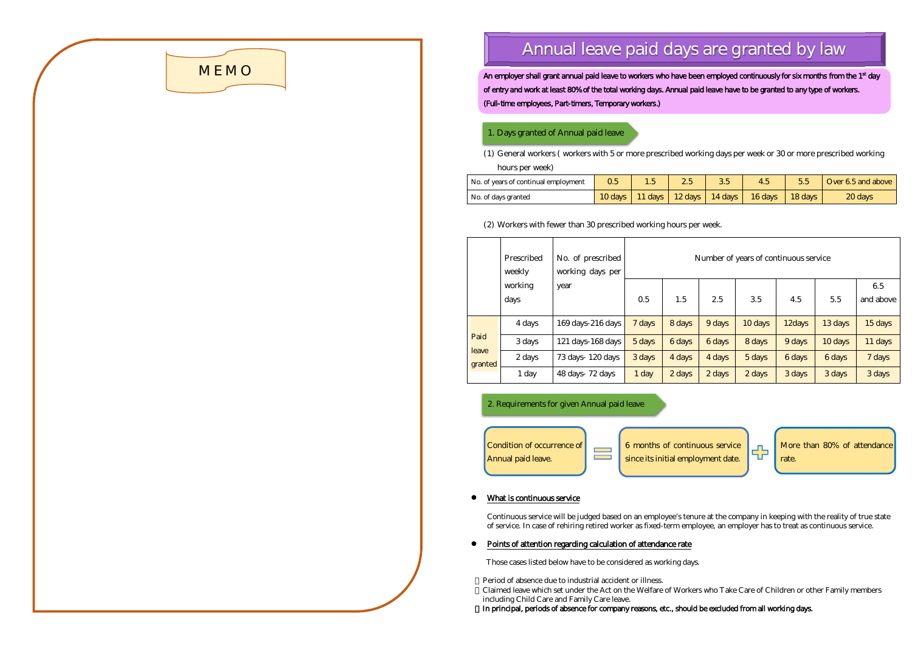## MEMO

# Annual leave paid days are granted by law

**An employer shall grant annual paid leave to workers who have been employed continuously for six months from the 1st day of entry and work at least 80% of the total working days. Annual paid leave have to be granted to any type of workers. (Full-time employees, Part-timers, Temporary workers.)**

### 1. Days granted of Annual paid leave

(1) General workers ( workers with 5 or more prescribed working days per week or 30 or more prescribed working hours per week)

| No. of years of continual employment | 0.5 | 1.5 | 2.5 | 3.5 | 4.5 | 5.5 | Over 6.5 and above |
|---|---|---|---|---|---|---|---|
| No. of days granted | 10 days | 11 days | 12 days | 14 days | 16 days | 18 days | 20 days |

(2) Workers with fewer than 30 prescribed working hours per week.

| | Prescribed weekly working days | No. of prescribed working days per year | Number of years of continuous service | | | | | | |
|---|---|---|---|---|---|---|---|---|---|
| | | | 0.5 | 1.5 | 2.5 | 3.5 | 4.5 | 5.5 | 6.5 and above |
| Paid leave granted | 4 days | 169 days-216 days | 7 days | 8 days | 9 days | 10 days | 12days | 13 days | 15 days |
| | 3 days | 121 days-168 days | 5 days | 6 days | 6 days | 8 days | 9 days | 10 days | 11 days |
| | 2 days | 73 days- 120 days | 3 days | 4 days | 4 days | 5 days | 6 days | 6 days | 7 days |
| | 1 day | 48 days- 72 days | 1 day | 2 days | 2 days | 2 days | 3 days | 3 days | 3 days |

### 2. Requirements for given Annual paid leave

Condition of occurrence of Annual paid leave. = 6 months of continuous service since its initial employment date. + More than 80% of attendance rate.

- **What is continuous service**

  Continuous service will be judged based on an employee's tenure at the company in keeping with the reality of true state of service. In case of rehiring retired worker as fixed-term employee, an employer has to treat as continuous service.

- **Points of attention regarding calculation of attendance rate**

  Those cases listed below have to be considered as working days.

- Period of absence due to industrial accident or illness.
- Claimed leave which set under the Act on the Welfare of Workers who Take Care of Children or other Family members including Child Care and Family Care leave.
- **In principal, periods of absence for company reasons, etc., should be excluded from all working days.**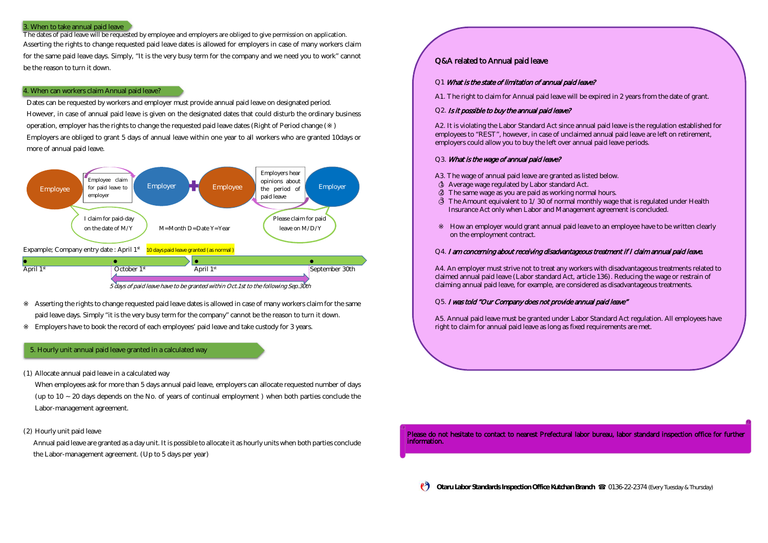## 3. When to take annual paid leave

The dates of paid leave will be requested by employee and employers are obliged to give permission on application. Asserting the rights to change requested paid leave dates is allowed for employers in case of many workers claim for the same paid leave days. Simply, "It is the very busy term for the company and we need you to work" cannot be the reason to turn it down.

## 4. When can workers claim Annual paid leave?

Dates can be requested by workers and employer must provide annual paid leave on designated period. However, in case of annual paid leave is given on the designated dates that could disturb the ordinary business operation, employer has the rights to change the requested paid leave dates (Right of Period change (※)

Employers are obliged to grant 5 days of annual leave within one year to all workers who are granted 10days or more of annual paid leave.

Employee

Employee claim for paid leave to employer

Employer

I claim for paid-day on the date of M/Y

M=Month D=Date Y=Year

Employee

Employers hear opinions about the period of paid leave

Employer

Please claim for paid leave on M/D/Y

Expample; Company entry date : April 1st 10 days paid leave granted (as normal)

April 1st

October 1st

April 1st

September 30th

5 days of paid leave have to be granted within Oct.1st to the following Sep.30th

※ Asserting the rights to change requested paid leave dates is allowed in case of many workers claim for the same paid leave days. Simply "it is the very busy term for the company" cannot be the reason to turn it down.

※ Employers have to book the record of each employees' paid leave and take custody for 3 years.

## 5. Hourly unit annual paid leave granted in a calculated way

(1) Allocate annual paid leave in a calculated way

When employees ask for more than 5 days annual paid leave, employers can allocate requested number of days (up to 10 ~ 20 days depends on the No. of years of continual employment ) when both parties conclude the Labor-management agreement.

(2) Hourly unit paid leave

Annual paid leave are granted as a day unit. It is possible to allocate it as hourly units when both parties conclude the Labor-management agreement. (Up to 5 days per year)

## Q&A related to Annual paid leave

Q1 *What is the state of limitation of annual paid leave?*

A1. The right to claim for Annual paid leave will be expired in 2 years from the date of grant.

Q2. *Is it possible to buy the annual paid leave?*

A2. It is violating the Labor Standard Act since annual paid leave is the regulation established for employees to "REST", however, in case of unclaimed annual paid leave are left on retirement, employers could allow you to buy the left over annual paid leave periods.

Q3. *What is the wage of annual paid leave?*

A3. The wage of annual paid leave are granted as listed below.

① Average wage regulated by Labor standard Act.
② The same wage as you are paid as working normal hours.
③ The Amount equivalent to 1/30 of normal monthly wage that is regulated under Health Insurance Act only when Labor and Management agreement is concluded.

※ How an employer would grant annual paid leave to an employee have to be written clearly on the employment contract.

Q4. *I am concerning about receiving disadvantageous treatment if I claim annual paid leave.*

A4. An employer must strive not to treat any workers with disadvantageous treatments related to claimed annual paid leave (Labor standard Act, article 136). Reducing the wage or restrain of claiming annual paid leave, for example, are considered as disadvantageous treatments.

Q5. *I was told "Our Company does not provide annual paid leave"*

A5. Annual paid leave must be granted under Labor Standard Act regulation. All employees have right to claim for annual paid leave as long as fixed requirements are met.

Please do not hesitate to contact to nearest Prefectural labor bureau, labor standard inspection office for further information.

**Otaru Labor Standards Inspection Office Kutchan Branch** ☎ 0136-22-2374 (Every Tuesday & Thursday)